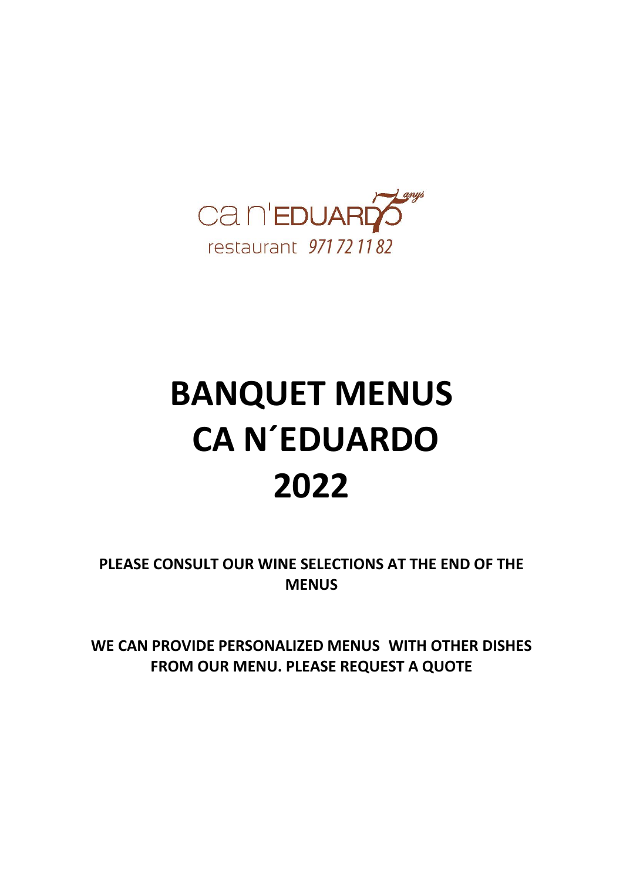ca n'EDUARDO 75 anys
restaurant 971 72 11 82

# BANQUET MENUS
# CA N´EDUARDO
# 2022

**PLEASE CONSULT OUR WINE SELECTIONS AT THE END OF THE MENUS**

**WE CAN PROVIDE PERSONALIZED MENUS WITH OTHER DISHES FROM OUR MENU. PLEASE REQUEST A QUOTE**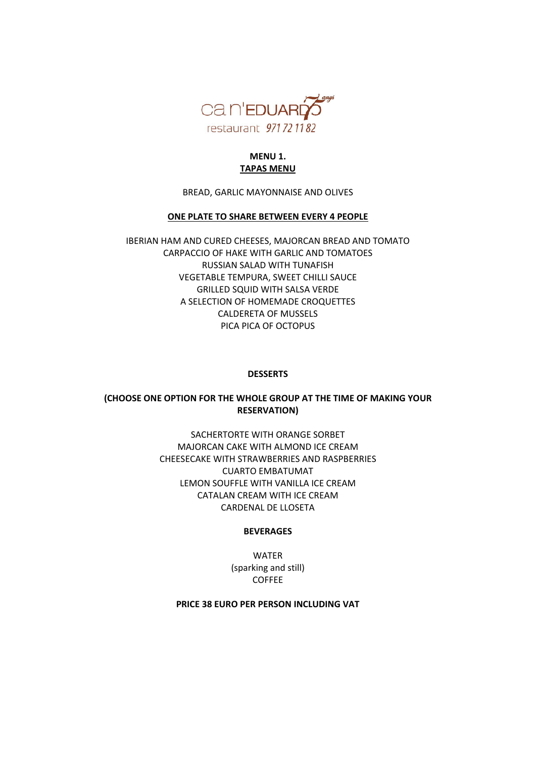ca n'EDUARDO 75 anys
restaurant 971 72 11 82

**MENU 1.**
**TAPAS MENU**

BREAD, GARLIC MAYONNAISE AND OLIVES

**ONE PLATE TO SHARE BETWEEN EVERY 4 PEOPLE**

IBERIAN HAM AND CURED CHEESES, MAJORCAN BREAD AND TOMATO
CARPACCIO OF HAKE WITH GARLIC AND TOMATOES
RUSSIAN SALAD WITH TUNAFISH
VEGETABLE TEMPURA, SWEET CHILLI SAUCE
GRILLED SQUID WITH SALSA VERDE
A SELECTION OF HOMEMADE CROQUETTES
CALDERETA OF MUSSELS
PICA PICA OF OCTOPUS

**DESSERTS**

**(CHOOSE ONE OPTION FOR THE WHOLE GROUP AT THE TIME OF MAKING YOUR RESERVATION)**

SACHERTORTE WITH ORANGE SORBET
MAJORCAN CAKE WITH ALMOND ICE CREAM
CHEESECAKE WITH STRAWBERRIES AND RASPBERRIES
CUARTO EMBATUMAT
LEMON SOUFFLE WITH VANILLA ICE CREAM
CATALAN CREAM WITH ICE CREAM
CARDENAL DE LLOSETA

**BEVERAGES**

WATER
(sparking and still)
COFFEE

**PRICE 38 EURO PER PERSON INCLUDING VAT**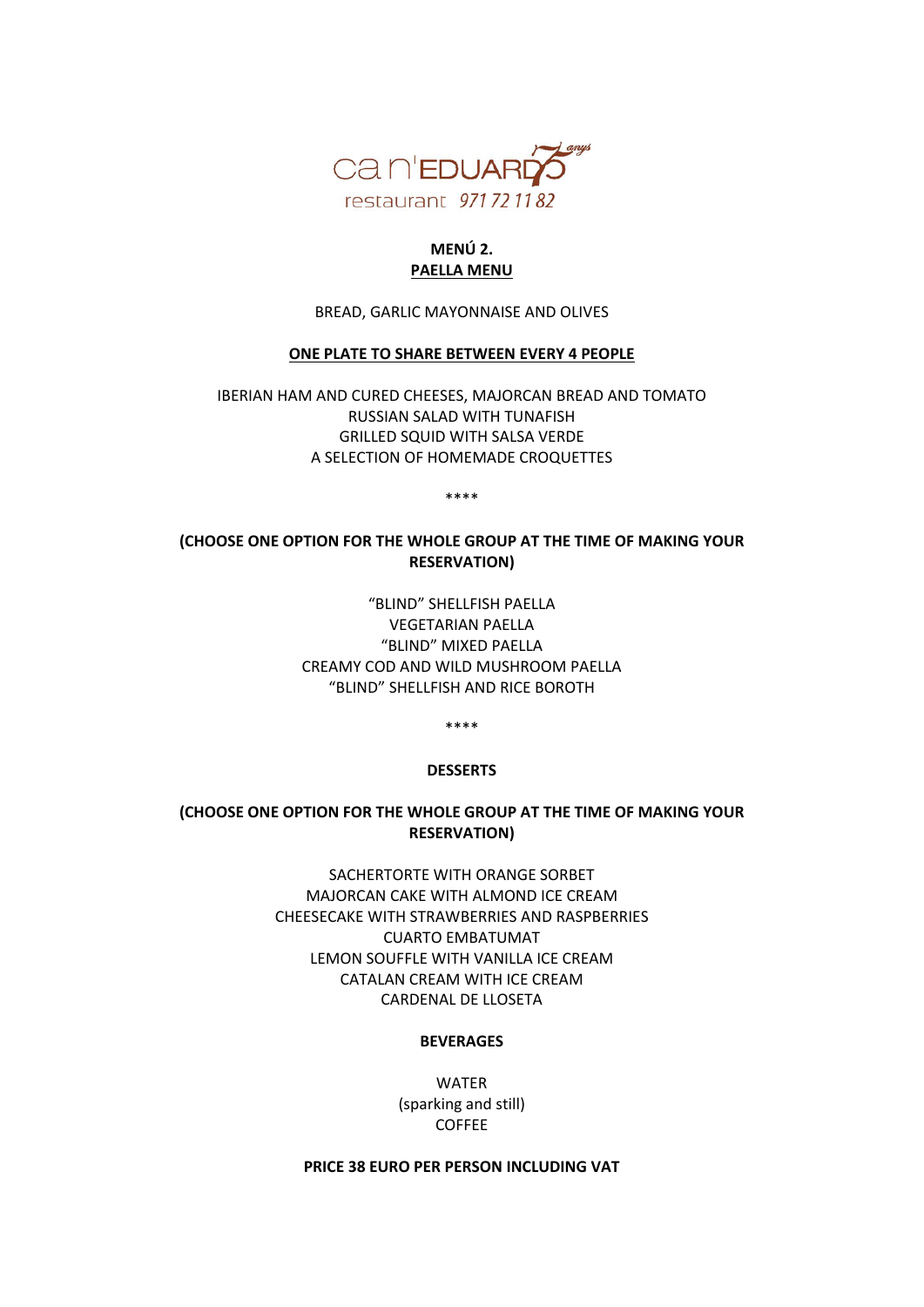ca n'EDUARDO 75 anys

restaurant 971 72 11 82

**MENÚ 2.**

## PAELLA MENU

BREAD, GARLIC MAYONNAISE AND OLIVES

**ONE PLATE TO SHARE BETWEEN EVERY 4 PEOPLE**

IBERIAN HAM AND CURED CHEESES, MAJORCAN BREAD AND TOMATO
RUSSIAN SALAD WITH TUNAFISH
GRILLED SQUID WITH SALSA VERDE
A SELECTION OF HOMEMADE CROQUETTES

****

**(CHOOSE ONE OPTION FOR THE WHOLE GROUP AT THE TIME OF MAKING YOUR RESERVATION)**

"BLIND" SHELLFISH PAELLA
VEGETARIAN PAELLA
"BLIND" MIXED PAELLA
CREAMY COD AND WILD MUSHROOM PAELLA
"BLIND" SHELLFISH AND RICE BOROTH

****

**DESSERTS**

**(CHOOSE ONE OPTION FOR THE WHOLE GROUP AT THE TIME OF MAKING YOUR RESERVATION)**

SACHERTORTE WITH ORANGE SORBET
MAJORCAN CAKE WITH ALMOND ICE CREAM
CHEESECAKE WITH STRAWBERRIES AND RASPBERRIES
CUARTO EMBATUMAT
LEMON SOUFFLE WITH VANILLA ICE CREAM
CATALAN CREAM WITH ICE CREAM
CARDENAL DE LLOSETA

**BEVERAGES**

WATER
(sparking and still)
COFFEE

**PRICE 38 EURO PER PERSON INCLUDING VAT**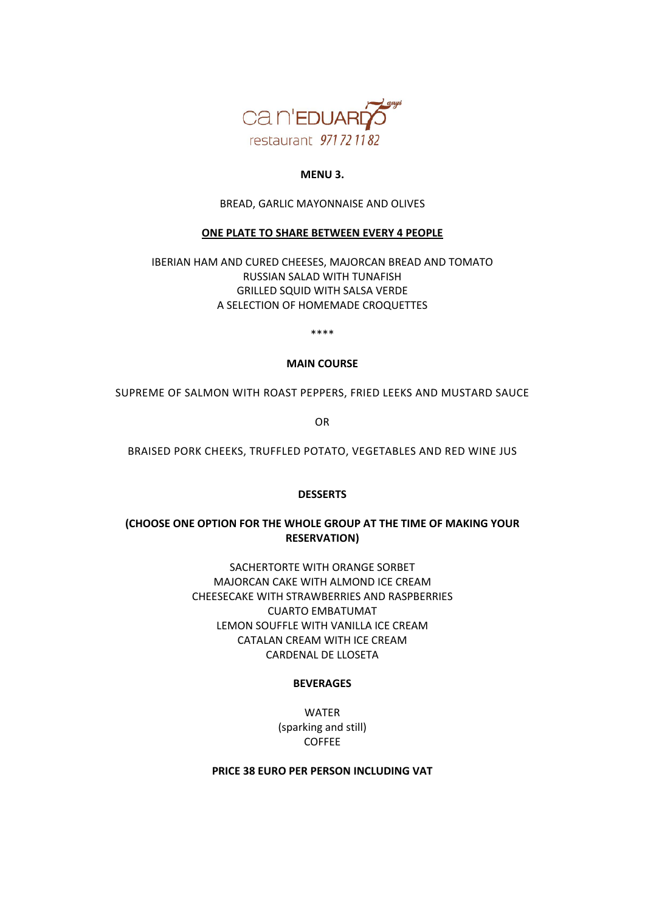ca n'EDUARDO 75 anys

restaurant 971 72 11 82

**MENU 3.**

BREAD, GARLIC MAYONNAISE AND OLIVES

**ONE PLATE TO SHARE BETWEEN EVERY 4 PEOPLE**

IBERIAN HAM AND CURED CHEESES, MAJORCAN BREAD AND TOMATO
RUSSIAN SALAD WITH TUNAFISH
GRILLED SQUID WITH SALSA VERDE
A SELECTION OF HOMEMADE CROQUETTES

****

**MAIN COURSE**

SUPREME OF SALMON WITH ROAST PEPPERS, FRIED LEEKS AND MUSTARD SAUCE

OR

BRAISED PORK CHEEKS, TRUFFLED POTATO, VEGETABLES AND RED WINE JUS

**DESSERTS**

**(CHOOSE ONE OPTION FOR THE WHOLE GROUP AT THE TIME OF MAKING YOUR RESERVATION)**

SACHERTORTE WITH ORANGE SORBET
MAJORCAN CAKE WITH ALMOND ICE CREAM
CHEESECAKE WITH STRAWBERRIES AND RASPBERRIES
CUARTO EMBATUMAT
LEMON SOUFFLE WITH VANILLA ICE CREAM
CATALAN CREAM WITH ICE CREAM
CARDENAL DE LLOSETA

**BEVERAGES**

WATER
(sparking and still)
COFFEE

**PRICE 38 EURO PER PERSON INCLUDING VAT**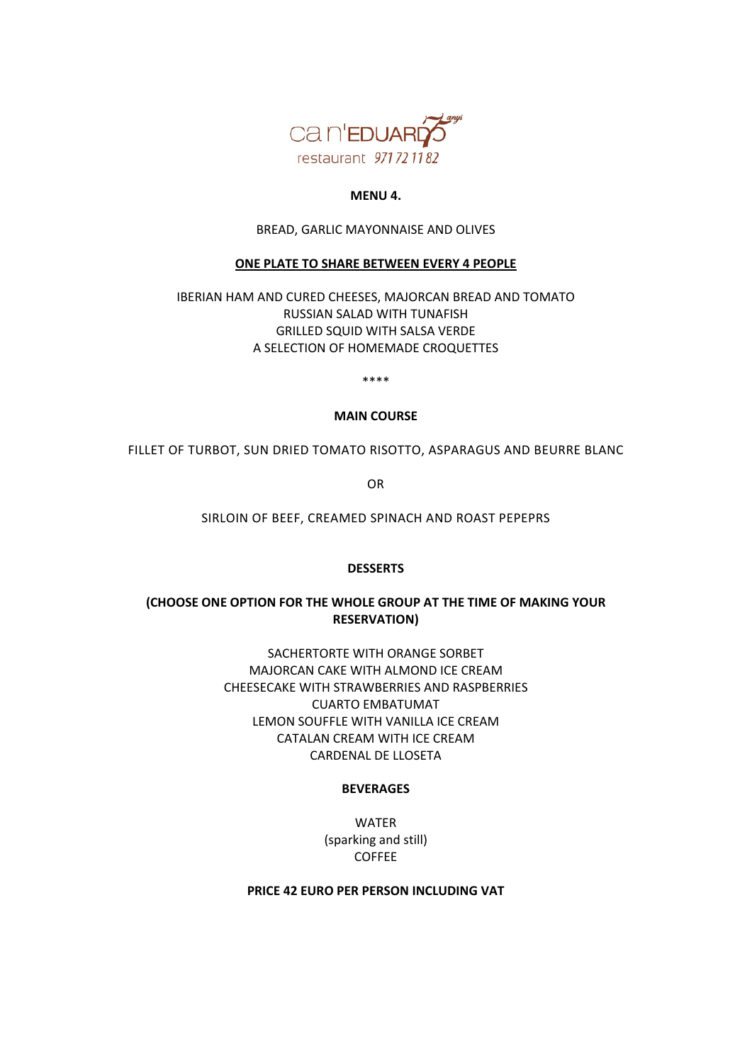ca n'EDUARDO 75 anys

restaurant 971 72 11 82

**MENU 4.**

BREAD, GARLIC MAYONNAISE AND OLIVES

**ONE PLATE TO SHARE BETWEEN EVERY 4 PEOPLE**

IBERIAN HAM AND CURED CHEESES, MAJORCAN BREAD AND TOMATO
RUSSIAN SALAD WITH TUNAFISH
GRILLED SQUID WITH SALSA VERDE
A SELECTION OF HOMEMADE CROQUETTES

****

**MAIN COURSE**

FILLET OF TURBOT, SUN DRIED TOMATO RISOTTO, ASPARAGUS AND BEURRE BLANC

OR

SIRLOIN OF BEEF, CREAMED SPINACH AND ROAST PEPEPRS

**DESSERTS**

**(CHOOSE ONE OPTION FOR THE WHOLE GROUP AT THE TIME OF MAKING YOUR RESERVATION)**

SACHERTORTE WITH ORANGE SORBET
MAJORCAN CAKE WITH ALMOND ICE CREAM
CHEESECAKE WITH STRAWBERRIES AND RASPBERRIES
CUARTO EMBATUMAT
LEMON SOUFFLE WITH VANILLA ICE CREAM
CATALAN CREAM WITH ICE CREAM
CARDENAL DE LLOSETA

**BEVERAGES**

WATER
(sparking and still)
COFFEE

**PRICE 42 EURO PER PERSON INCLUDING VAT**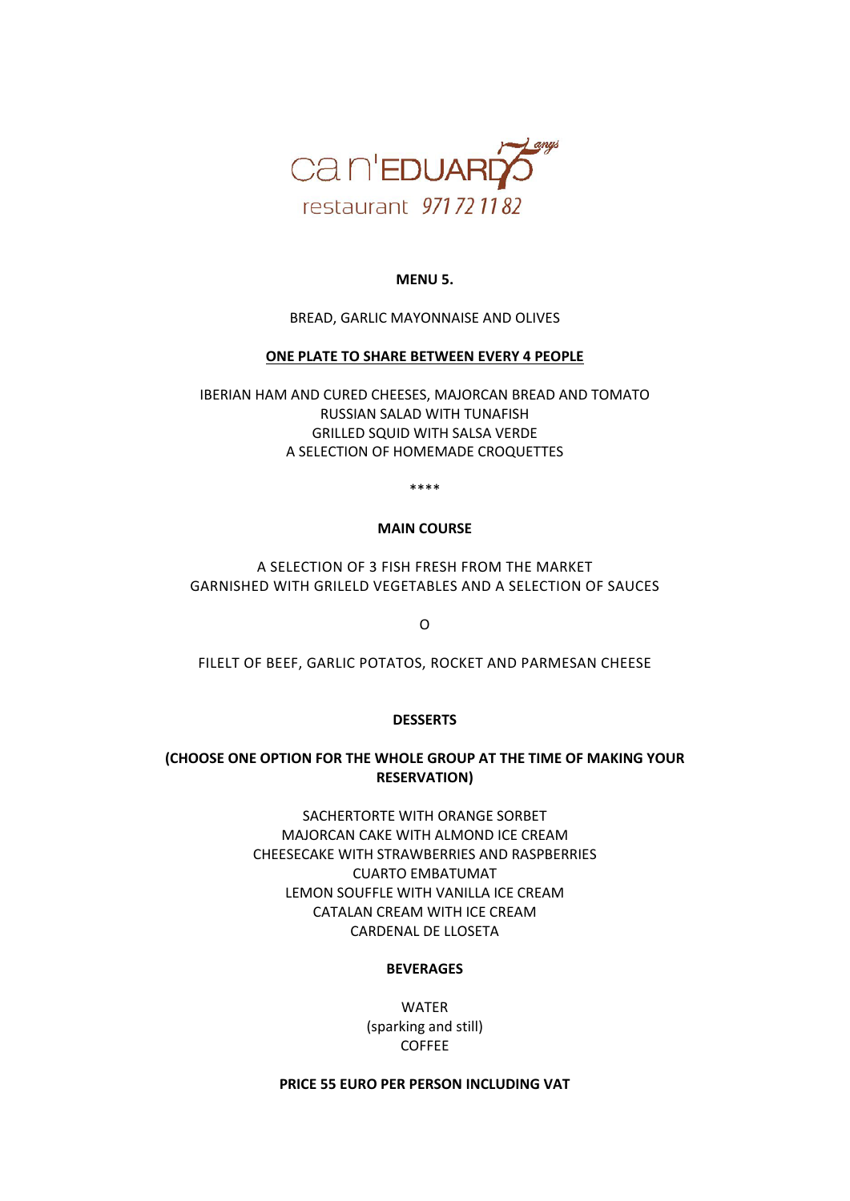ca n'EDUARDO 75 anys

restaurant 971 72 11 82

**MENU 5.**

BREAD, GARLIC MAYONNAISE AND OLIVES

**ONE PLATE TO SHARE BETWEEN EVERY 4 PEOPLE**

IBERIAN HAM AND CURED CHEESES, MAJORCAN BREAD AND TOMATO
RUSSIAN SALAD WITH TUNAFISH
GRILLED SQUID WITH SALSA VERDE
A SELECTION OF HOMEMADE CROQUETTES

****

**MAIN COURSE**

A SELECTION OF 3 FISH FRESH FROM THE MARKET
GARNISHED WITH GRILELD VEGETABLES AND A SELECTION OF SAUCES

O

FILELT OF BEEF, GARLIC POTATOS, ROCKET AND PARMESAN CHEESE

**DESSERTS**

**(CHOOSE ONE OPTION FOR THE WHOLE GROUP AT THE TIME OF MAKING YOUR RESERVATION)**

SACHERTORTE WITH ORANGE SORBET
MAJORCAN CAKE WITH ALMOND ICE CREAM
CHEESECAKE WITH STRAWBERRIES AND RASPBERRIES
CUARTO EMBATUMAT
LEMON SOUFFLE WITH VANILLA ICE CREAM
CATALAN CREAM WITH ICE CREAM
CARDENAL DE LLOSETA

**BEVERAGES**

WATER
(sparking and still)
COFFEE

**PRICE 55 EURO PER PERSON INCLUDING VAT**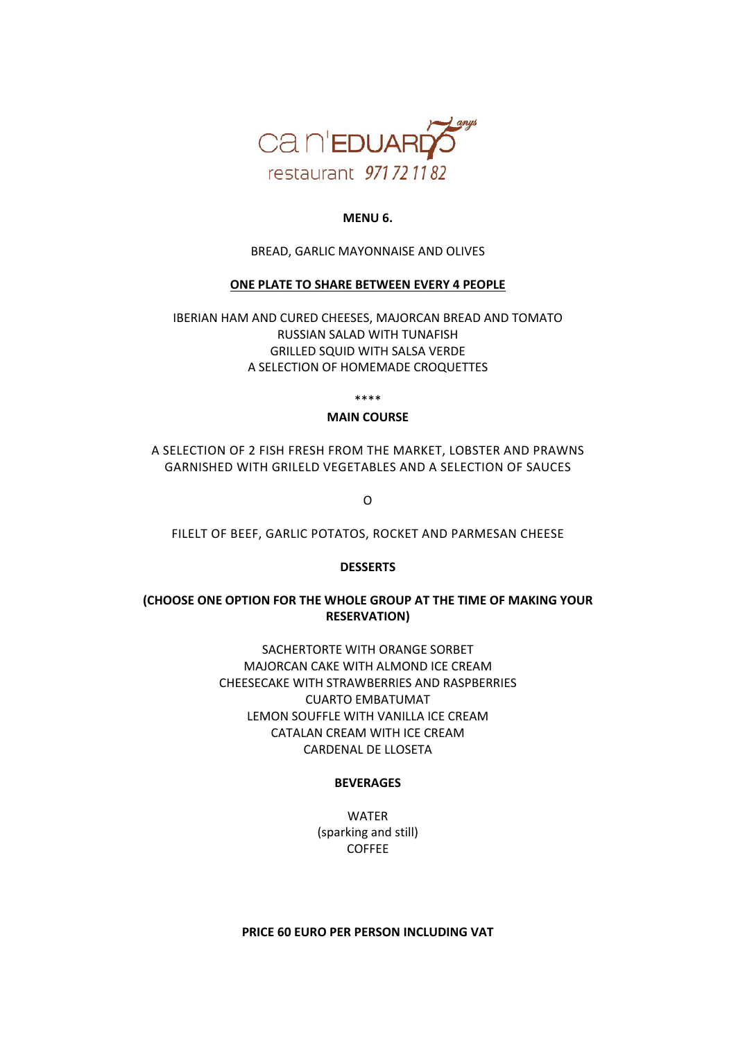ca n'EDUARDO 75 anys

restaurant 971 72 11 82

**MENU 6.**

BREAD, GARLIC MAYONNAISE AND OLIVES

**ONE PLATE TO SHARE BETWEEN EVERY 4 PEOPLE**

IBERIAN HAM AND CURED CHEESES, MAJORCAN BREAD AND TOMATO
RUSSIAN SALAD WITH TUNAFISH
GRILLED SQUID WITH SALSA VERDE
A SELECTION OF HOMEMADE CROQUETTES

****

**MAIN COURSE**

A SELECTION OF 2 FISH FRESH FROM THE MARKET, LOBSTER AND PRAWNS GARNISHED WITH GRILELD VEGETABLES AND A SELECTION OF SAUCES

O

FILELT OF BEEF, GARLIC POTATOS, ROCKET AND PARMESAN CHEESE

**DESSERTS**

**(CHOOSE ONE OPTION FOR THE WHOLE GROUP AT THE TIME OF MAKING YOUR RESERVATION)**

SACHERTORTE WITH ORANGE SORBET
MAJORCAN CAKE WITH ALMOND ICE CREAM
CHEESECAKE WITH STRAWBERRIES AND RASPBERRIES
CUARTO EMBATUMAT
LEMON SOUFFLE WITH VANILLA ICE CREAM
CATALAN CREAM WITH ICE CREAM
CARDENAL DE LLOSETA

**BEVERAGES**

WATER
(sparking and still)
COFFEE

**PRICE 60 EURO PER PERSON INCLUDING VAT**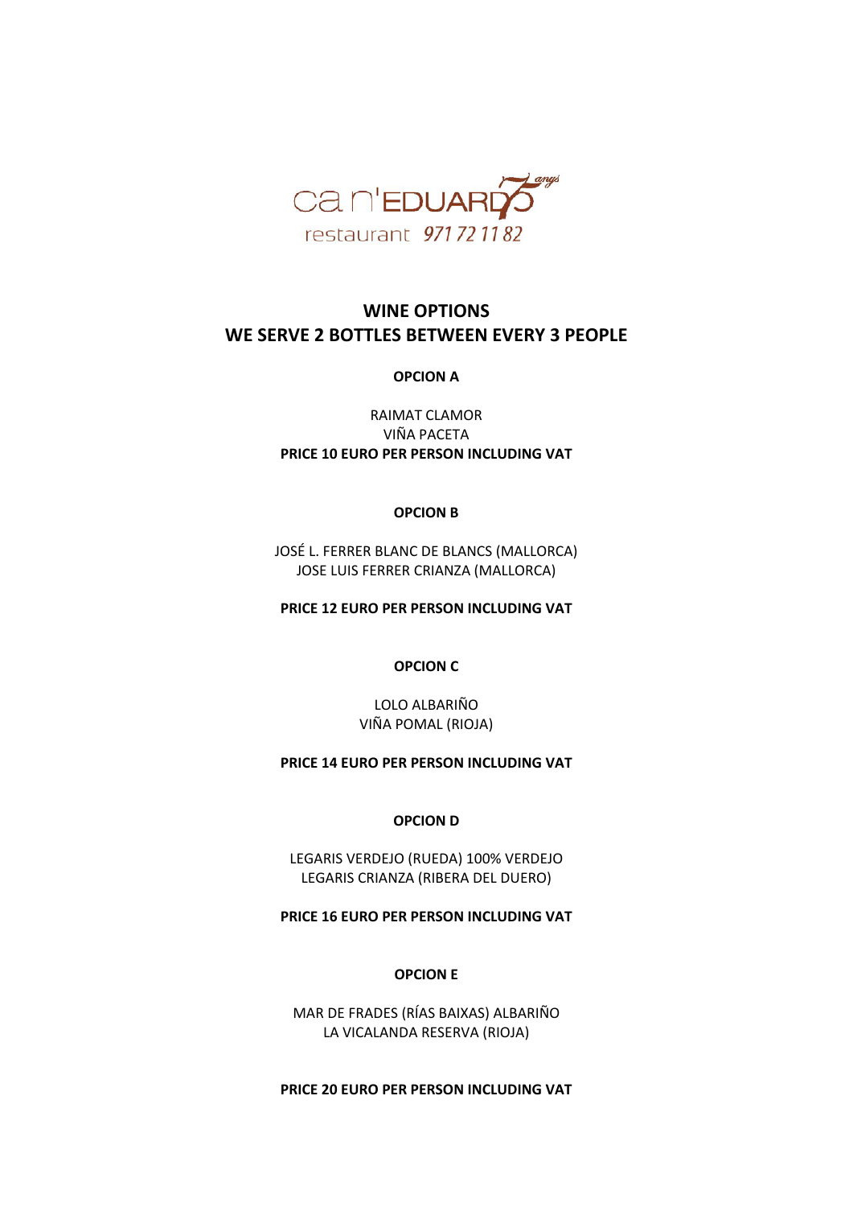ca n'EDUARDO 75 anys

restaurant 971 72 11 82

## WINE OPTIONS
## WE SERVE 2 BOTTLES BETWEEN EVERY 3 PEOPLE

**OPCION A**

RAIMAT CLAMOR
VIÑA PACETA
**PRICE 10 EURO PER PERSON INCLUDING VAT**

**OPCION B**

JOSÉ L. FERRER BLANC DE BLANCS (MALLORCA)
JOSE LUIS FERRER CRIANZA (MALLORCA)

**PRICE 12 EURO PER PERSON INCLUDING VAT**

**OPCION C**

LOLO ALBARIÑO
VIÑA POMAL (RIOJA)

**PRICE 14 EURO PER PERSON INCLUDING VAT**

**OPCION D**

LEGARIS VERDEJO (RUEDA) 100% VERDEJO
LEGARIS CRIANZA (RIBERA DEL DUERO)

**PRICE 16 EURO PER PERSON INCLUDING VAT**

**OPCION E**

MAR DE FRADES (RÍAS BAIXAS) ALBARIÑO
LA VICALANDA RESERVA (RIOJA)

**PRICE 20 EURO PER PERSON INCLUDING VAT**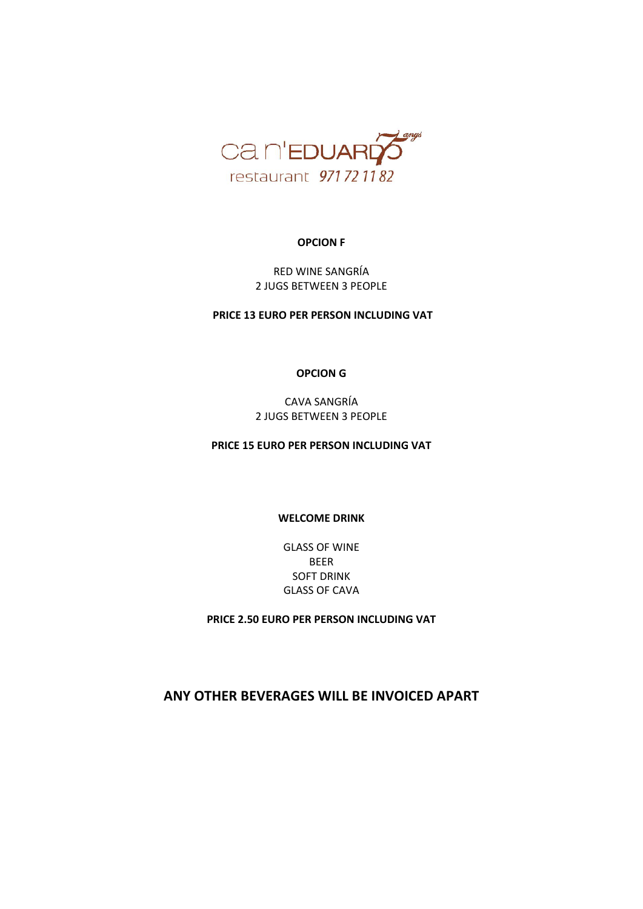ca n'EDUARDO 75 anys

restaurant 971 72 11 82

**OPCION F**

RED WINE SANGRÍA
2 JUGS BETWEEN 3 PEOPLE

**PRICE 13 EURO PER PERSON INCLUDING VAT**

**OPCION G**

CAVA SANGRÍA
2 JUGS BETWEEN 3 PEOPLE

**PRICE 15 EURO PER PERSON INCLUDING VAT**

**WELCOME DRINK**

GLASS OF WINE
BEER
SOFT DRINK
GLASS OF CAVA

**PRICE 2.50 EURO PER PERSON INCLUDING VAT**

## ANY OTHER BEVERAGES WILL BE INVOICED APART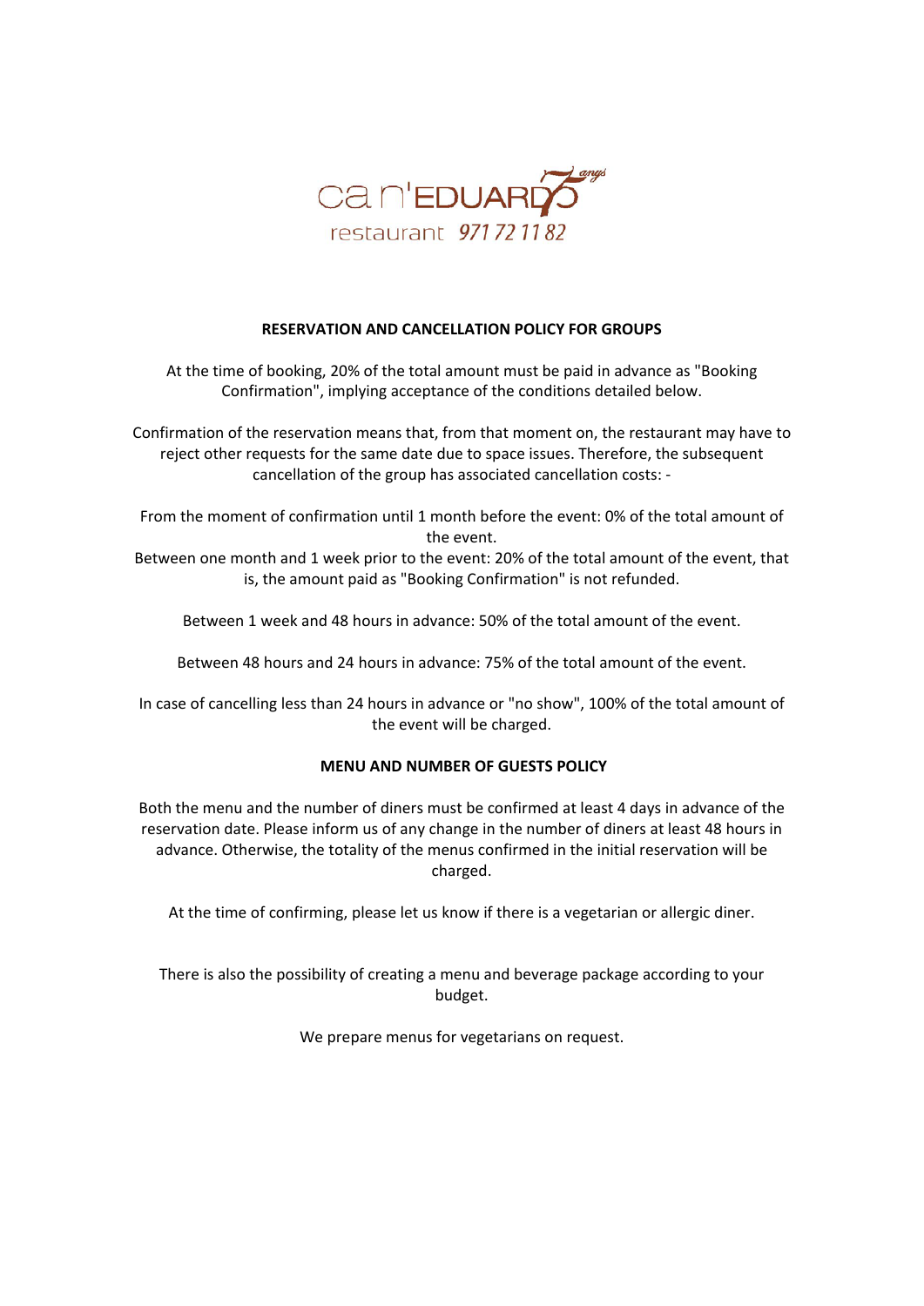ca n'EDUARDO 75 anys

restaurant 971 72 11 82

**RESERVATION AND CANCELLATION POLICY FOR GROUPS**

At the time of booking, 20% of the total amount must be paid in advance as "Booking Confirmation", implying acceptance of the conditions detailed below.

Confirmation of the reservation means that, from that moment on, the restaurant may have to reject other requests for the same date due to space issues. Therefore, the subsequent cancellation of the group has associated cancellation costs: -

From the moment of confirmation until 1 month before the event: 0% of the total amount of the event.
Between one month and 1 week prior to the event: 20% of the total amount of the event, that is, the amount paid as "Booking Confirmation" is not refunded.

Between 1 week and 48 hours in advance: 50% of the total amount of the event.

Between 48 hours and 24 hours in advance: 75% of the total amount of the event.

In case of cancelling less than 24 hours in advance or "no show", 100% of the total amount of the event will be charged.

**MENU AND NUMBER OF GUESTS POLICY**

Both the menu and the number of diners must be confirmed at least 4 days in advance of the reservation date. Please inform us of any change in the number of diners at least 48 hours in advance. Otherwise, the totality of the menus confirmed in the initial reservation will be charged.

At the time of confirming, please let us know if there is a vegetarian or allergic diner.

There is also the possibility of creating a menu and beverage package according to your budget.

We prepare menus for vegetarians on request.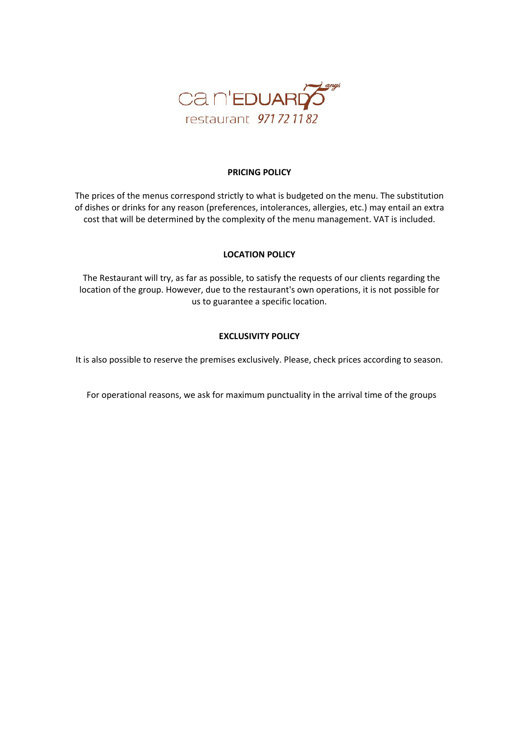ca n'EDUARDO 75 anys

restaurant 971 72 11 82

**PRICING POLICY**

The prices of the menus correspond strictly to what is budgeted on the menu. The substitution of dishes or drinks for any reason (preferences, intolerances, allergies, etc.) may entail an extra cost that will be determined by the complexity of the menu management. VAT is included.

**LOCATION POLICY**

The Restaurant will try, as far as possible, to satisfy the requests of our clients regarding the location of the group. However, due to the restaurant's own operations, it is not possible for us to guarantee a specific location.

**EXCLUSIVITY POLICY**

It is also possible to reserve the premises exclusively. Please, check prices according to season.

For operational reasons, we ask for maximum punctuality in the arrival time of the groups